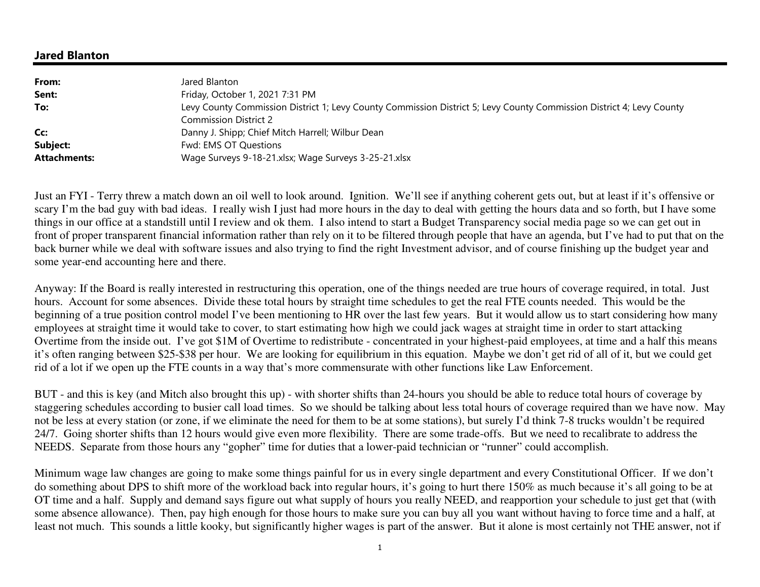# Jared Blanton

| | |
|---|---|
| **From:** | Jared Blanton |
| **Sent:** | Friday, October 1, 2021 7:31 PM |
| **To:** | Levy County Commission District 1; Levy County Commission District 5; Levy County Commission District 4; Levy County Commission District 2 |
| **Cc:** | Danny J. Shipp; Chief Mitch Harrell; Wilbur Dean |
| **Subject:** | Fwd: EMS OT Questions |
| **Attachments:** | Wage Surveys 9-18-21.xlsx; Wage Surveys 3-25-21.xlsx |

Just an FYI - Terry threw a match down an oil well to look around. Ignition. We'll see if anything coherent gets out, but at least if it's offensive or scary I'm the bad guy with bad ideas. I really wish I just had more hours in the day to deal with getting the hours data and so forth, but I have some things in our office at a standstill until I review and ok them. I also intend to start a Budget Transparency social media page so we can get out in front of proper transparent financial information rather than rely on it to be filtered through people that have an agenda, but I've had to put that on the back burner while we deal with software issues and also trying to find the right Investment advisor, and of course finishing up the budget year and some year-end accounting here and there.

Anyway: If the Board is really interested in restructuring this operation, one of the things needed are true hours of coverage required, in total. Just hours. Account for some absences. Divide these total hours by straight time schedules to get the real FTE counts needed. This would be the beginning of a true position control model I've been mentioning to HR over the last few years. But it would allow us to start considering how many employees at straight time it would take to cover, to start estimating how high we could jack wages at straight time in order to start attacking Overtime from the inside out. I've got $1M of Overtime to redistribute - concentrated in your highest-paid employees, at time and a half this means it's often ranging between $25-$38 per hour. We are looking for equilibrium in this equation. Maybe we don't get rid of all of it, but we could get rid of a lot if we open up the FTE counts in a way that's more commensurate with other functions like Law Enforcement.

BUT - and this is key (and Mitch also brought this up) - with shorter shifts than 24-hours you should be able to reduce total hours of coverage by staggering schedules according to busier call load times. So we should be talking about less total hours of coverage required than we have now. May not be less at every station (or zone, if we eliminate the need for them to be at some stations), but surely I'd think 7-8 trucks wouldn't be required 24/7. Going shorter shifts than 12 hours would give even more flexibility. There are some trade-offs. But we need to recalibrate to address the NEEDS. Separate from those hours any "gopher" time for duties that a lower-paid technician or "runner" could accomplish.

Minimum wage law changes are going to make some things painful for us in every single department and every Constitutional Officer. If we don't do something about DPS to shift more of the workload back into regular hours, it's going to hurt there 150% as much because it's all going to be at OT time and a half. Supply and demand says figure out what supply of hours you really NEED, and reapportion your schedule to just get that (with some absence allowance). Then, pay high enough for those hours to make sure you can buy all you want without having to force time and a half, at least not much. This sounds a little kooky, but significantly higher wages is part of the answer. But it alone is most certainly not THE answer, not if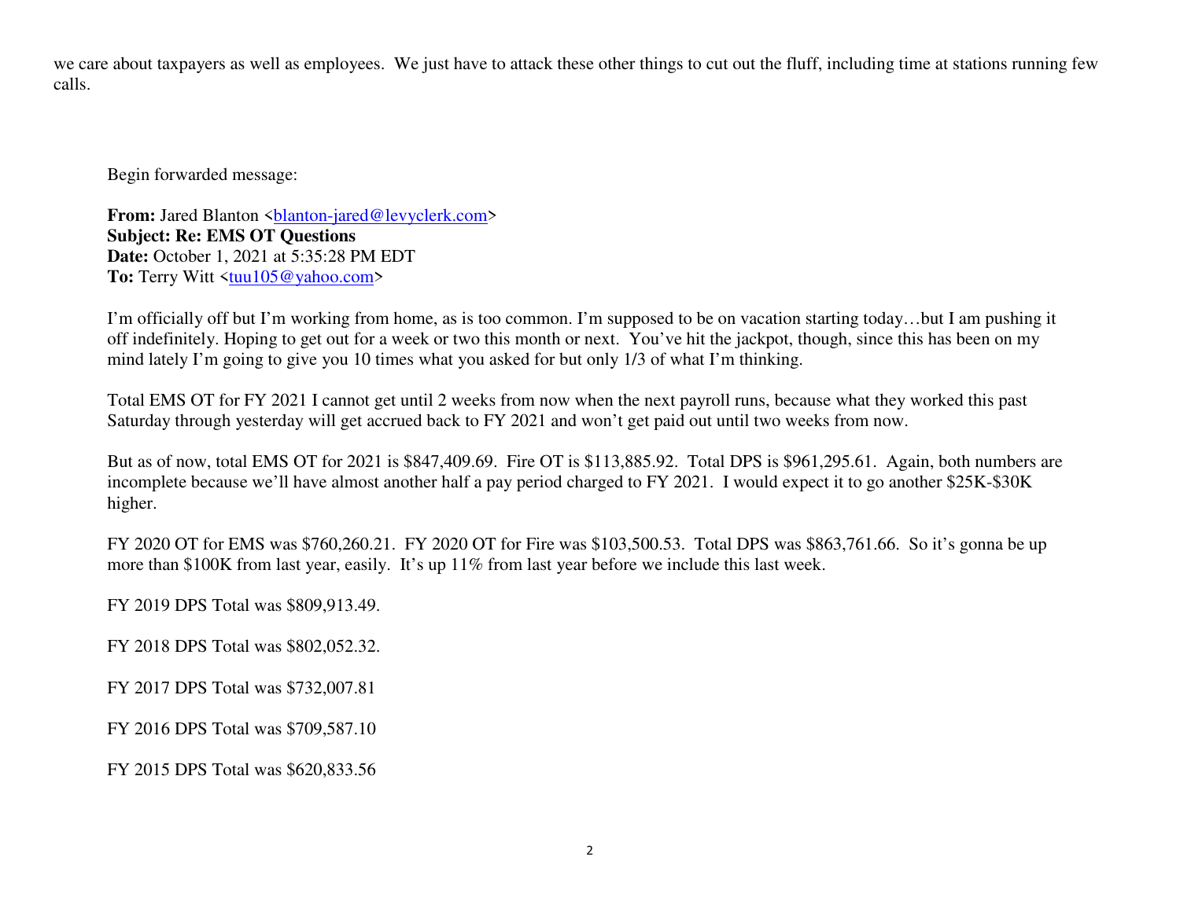we care about taxpayers as well as employees. We just have to attack these other things to cut out the fluff, including time at stations running few calls.

Begin forwarded message:

**From:** Jared Blanton <blanton-jared@levyclerk.com>
**Subject: Re: EMS OT Questions**
**Date:** October 1, 2021 at 5:35:28 PM EDT
**To:** Terry Witt <tuu105@yahoo.com>

I'm officially off but I'm working from home, as is too common. I'm supposed to be on vacation starting today…but I am pushing it off indefinitely. Hoping to get out for a week or two this month or next. You've hit the jackpot, though, since this has been on my mind lately I'm going to give you 10 times what you asked for but only 1/3 of what I'm thinking.

Total EMS OT for FY 2021 I cannot get until 2 weeks from now when the next payroll runs, because what they worked this past Saturday through yesterday will get accrued back to FY 2021 and won't get paid out until two weeks from now.

But as of now, total EMS OT for 2021 is $847,409.69. Fire OT is $113,885.92. Total DPS is $961,295.61. Again, both numbers are incomplete because we'll have almost another half a pay period charged to FY 2021. I would expect it to go another $25K-$30K higher.

FY 2020 OT for EMS was $760,260.21. FY 2020 OT for Fire was $103,500.53. Total DPS was $863,761.66. So it's gonna be up more than $100K from last year, easily. It's up 11% from last year before we include this last week.

FY 2019 DPS Total was $809,913.49.

FY 2018 DPS Total was $802,052.32.

FY 2017 DPS Total was $732,007.81

FY 2016 DPS Total was $709,587.10

FY 2015 DPS Total was $620,833.56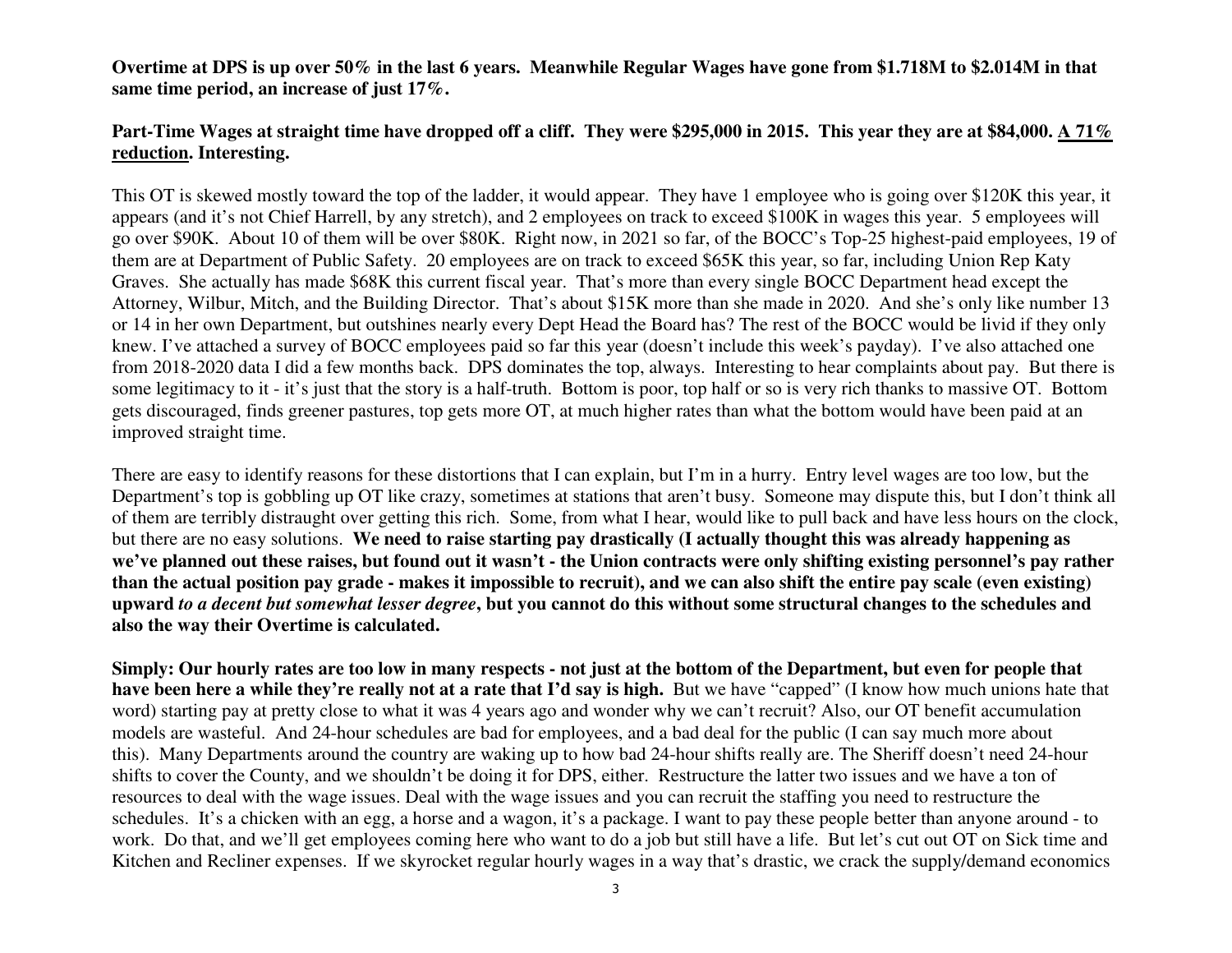**Overtime at DPS is up over 50% in the last 6 years. Meanwhile Regular Wages have gone from $1.718M to $2.014M in that same time period, an increase of just 17%.**

**Part-Time Wages at straight time have dropped off a cliff. They were $295,000 in 2015. This year they are at $84,000. <u>A 71% reduction</u>. Interesting.**

This OT is skewed mostly toward the top of the ladder, it would appear. They have 1 employee who is going over $120K this year, it appears (and it's not Chief Harrell, by any stretch), and 2 employees on track to exceed $100K in wages this year. 5 employees will go over $90K. About 10 of them will be over $80K. Right now, in 2021 so far, of the BOCC's Top-25 highest-paid employees, 19 of them are at Department of Public Safety. 20 employees are on track to exceed $65K this year, so far, including Union Rep Katy Graves. She actually has made $68K this current fiscal year. That's more than every single BOCC Department head except the Attorney, Wilbur, Mitch, and the Building Director. That's about $15K more than she made in 2020. And she's only like number 13 or 14 in her own Department, but outshines nearly every Dept Head the Board has? The rest of the BOCC would be livid if they only knew. I've attached a survey of BOCC employees paid so far this year (doesn't include this week's payday). I've also attached one from 2018-2020 data I did a few months back. DPS dominates the top, always. Interesting to hear complaints about pay. But there is some legitimacy to it - it's just that the story is a half-truth. Bottom is poor, top half or so is very rich thanks to massive OT. Bottom gets discouraged, finds greener pastures, top gets more OT, at much higher rates than what the bottom would have been paid at an improved straight time.

There are easy to identify reasons for these distortions that I can explain, but I'm in a hurry. Entry level wages are too low, but the Department's top is gobbling up OT like crazy, sometimes at stations that aren't busy. Someone may dispute this, but I don't think all of them are terribly distraught over getting this rich. Some, from what I hear, would like to pull back and have less hours on the clock, but there are no easy solutions. **We need to raise starting pay drastically (I actually thought this was already happening as we've planned out these raises, but found out it wasn't - the Union contracts were only shifting existing personnel's pay rather than the actual position pay grade - makes it impossible to recruit), and we can also shift the entire pay scale (even existing) upward *to a decent but somewhat lesser degree*, but you cannot do this without some structural changes to the schedules and also the way their Overtime is calculated.**

**Simply: Our hourly rates are too low in many respects - not just at the bottom of the Department, but even for people that have been here a while they're really not at a rate that I'd say is high.** But we have "capped" (I know how much unions hate that word) starting pay at pretty close to what it was 4 years ago and wonder why we can't recruit? Also, our OT benefit accumulation models are wasteful. And 24-hour schedules are bad for employees, and a bad deal for the public (I can say much more about this). Many Departments around the country are waking up to how bad 24-hour shifts really are. The Sheriff doesn't need 24-hour shifts to cover the County, and we shouldn't be doing it for DPS, either. Restructure the latter two issues and we have a ton of resources to deal with the wage issues. Deal with the wage issues and you can recruit the staffing you need to restructure the schedules. It's a chicken with an egg, a horse and a wagon, it's a package. I want to pay these people better than anyone around - to work. Do that, and we'll get employees coming here who want to do a job but still have a life. But let's cut out OT on Sick time and Kitchen and Recliner expenses. If we skyrocket regular hourly wages in a way that's drastic, we crack the supply/demand economics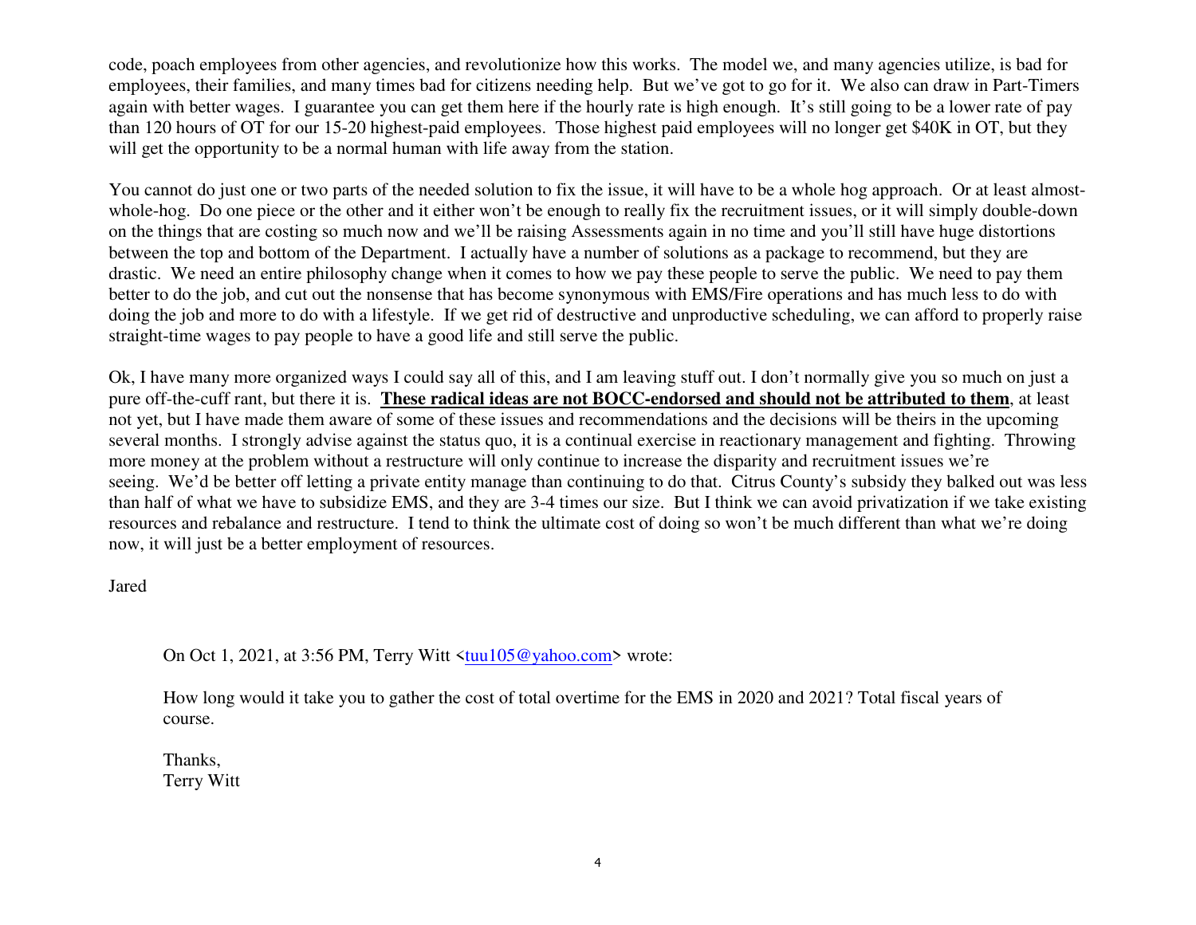code, poach employees from other agencies, and revolutionize how this works. The model we, and many agencies utilize, is bad for employees, their families, and many times bad for citizens needing help. But we've got to go for it. We also can draw in Part-Timers again with better wages. I guarantee you can get them here if the hourly rate is high enough. It's still going to be a lower rate of pay than 120 hours of OT for our 15-20 highest-paid employees. Those highest paid employees will no longer get $40K in OT, but they will get the opportunity to be a normal human with life away from the station.

You cannot do just one or two parts of the needed solution to fix the issue, it will have to be a whole hog approach. Or at least almost-whole-hog. Do one piece or the other and it either won't be enough to really fix the recruitment issues, or it will simply double-down on the things that are costing so much now and we'll be raising Assessments again in no time and you'll still have huge distortions between the top and bottom of the Department. I actually have a number of solutions as a package to recommend, but they are drastic. We need an entire philosophy change when it comes to how we pay these people to serve the public. We need to pay them better to do the job, and cut out the nonsense that has become synonymous with EMS/Fire operations and has much less to do with doing the job and more to do with a lifestyle. If we get rid of destructive and unproductive scheduling, we can afford to properly raise straight-time wages to pay people to have a good life and still serve the public.

Ok, I have many more organized ways I could say all of this, and I am leaving stuff out. I don't normally give you so much on just a pure off-the-cuff rant, but there it is. **<u>These radical ideas are not BOCC-endorsed and should not be attributed to them</u>**, at least not yet, but I have made them aware of some of these issues and recommendations and the decisions will be theirs in the upcoming several months. I strongly advise against the status quo, it is a continual exercise in reactionary management and fighting. Throwing more money at the problem without a restructure will only continue to increase the disparity and recruitment issues we're seeing. We'd be better off letting a private entity manage than continuing to do that. Citrus County's subsidy they balked out was less than half of what we have to subsidize EMS, and they are 3-4 times our size. But I think we can avoid privatization if we take existing resources and rebalance and restructure. I tend to think the ultimate cost of doing so won't be much different than what we're doing now, it will just be a better employment of resources.

Jared

> On Oct 1, 2021, at 3:56 PM, Terry Witt <tuu105@yahoo.com> wrote:
>
> How long would it take you to gather the cost of total overtime for the EMS in 2020 and 2021? Total fiscal years of course.
>
> Thanks,
> Terry Witt